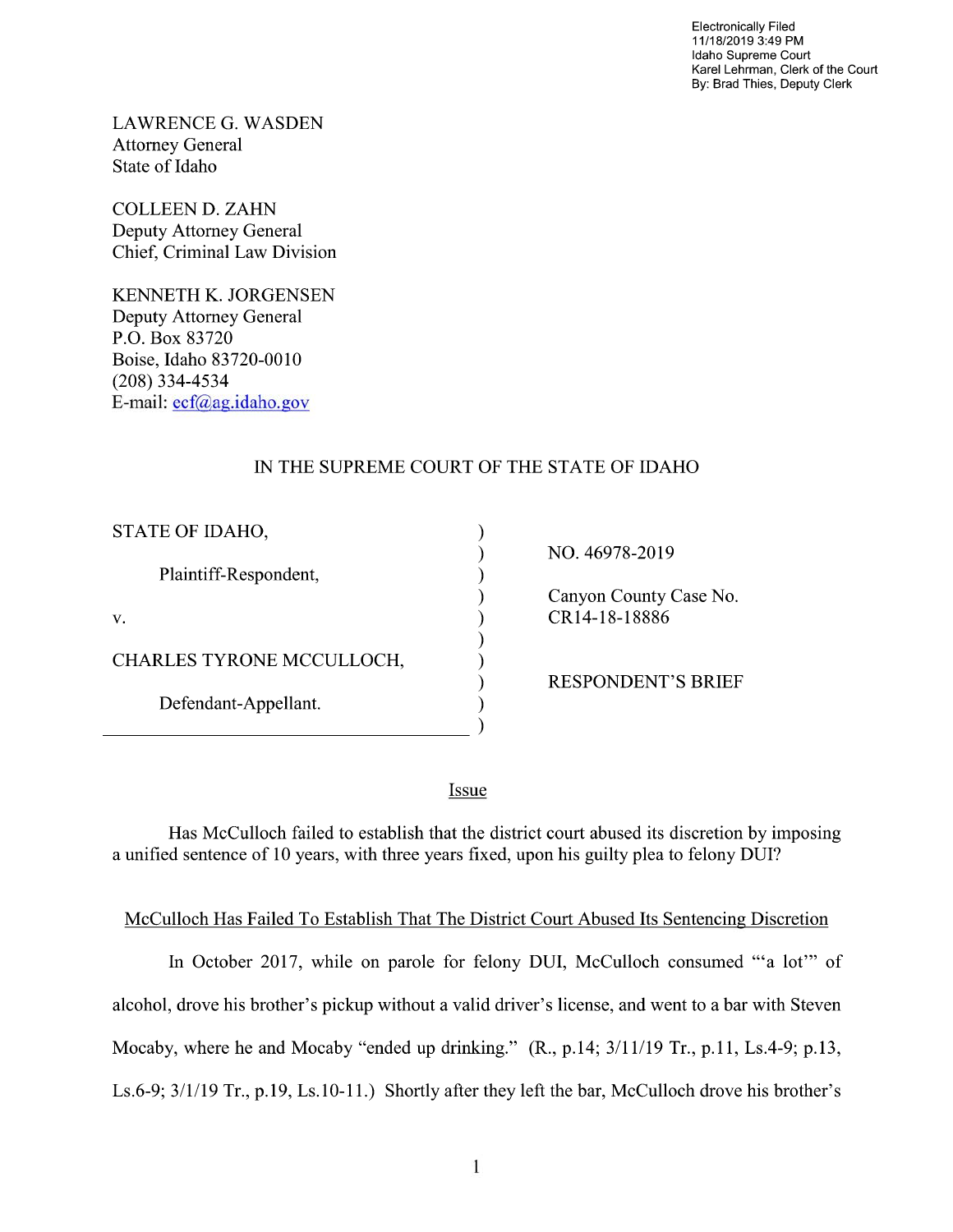Electronically Filed
11/18/2019 3:49 PM
Idaho Supreme Court
Karel Lehrman, Clerk of the Court
By: Brad Thies, Deputy Clerk

LAWRENCE G. WASDEN
Attorney General
State of Idaho

COLLEEN D. ZAHN
Deputy Attorney General
Chief, Criminal Law Division

KENNETH K. JORGENSEN
Deputy Attorney General
P.O. Box 83720
Boise, Idaho 83720-0010
(208) 334-4534
E-mail: ecf@ag.idaho.gov

IN THE SUPREME COURT OF THE STATE OF IDAHO

| | |
|---|---|
| STATE OF IDAHO, | NO. 46978-2019 |
| Plaintiff-Respondent, | Canyon County Case No. CR14-18-18886 |
| v. | |
| CHARLES TYRONE MCCULLOCH, | RESPONDENT'S BRIEF |
| Defendant-Appellant. | |

## Issue

Has McCulloch failed to establish that the district court abused its discretion by imposing a unified sentence of 10 years, with three years fixed, upon his guilty plea to felony DUI?

## McCulloch Has Failed To Establish That The District Court Abused Its Sentencing Discretion

In October 2017, while on parole for felony DUI, McCulloch consumed "'a lot'" of alcohol, drove his brother's pickup without a valid driver's license, and went to a bar with Steven Mocaby, where he and Mocaby "ended up drinking." (R., p.14; 3/11/19 Tr., p.11, Ls.4-9; p.13, Ls.6-9; 3/1/19 Tr., p.19, Ls.10-11.) Shortly after they left the bar, McCulloch drove his brother's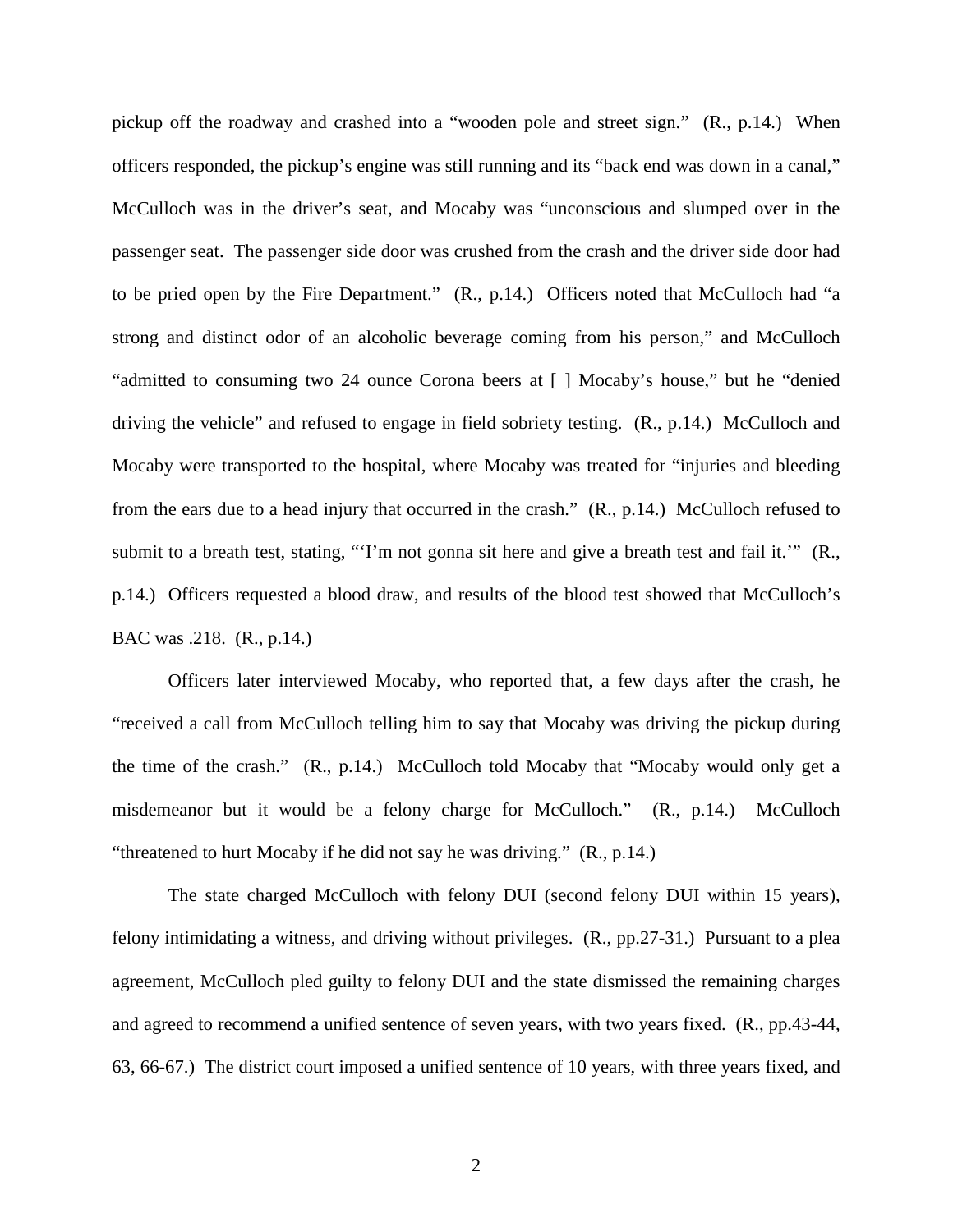pickup off the roadway and crashed into a "wooden pole and street sign." (R., p.14.) When officers responded, the pickup's engine was still running and its "back end was down in a canal," McCulloch was in the driver's seat, and Mocaby was "unconscious and slumped over in the passenger seat. The passenger side door was crushed from the crash and the driver side door had to be pried open by the Fire Department." (R., p.14.) Officers noted that McCulloch had "a strong and distinct odor of an alcoholic beverage coming from his person," and McCulloch "admitted to consuming two 24 ounce Corona beers at [ ] Mocaby's house," but he "denied driving the vehicle" and refused to engage in field sobriety testing. (R., p.14.) McCulloch and Mocaby were transported to the hospital, where Mocaby was treated for "injuries and bleeding from the ears due to a head injury that occurred in the crash." (R., p.14.) McCulloch refused to submit to a breath test, stating, "'I'm not gonna sit here and give a breath test and fail it.'" (R., p.14.) Officers requested a blood draw, and results of the blood test showed that McCulloch's BAC was .218. (R., p.14.)

Officers later interviewed Mocaby, who reported that, a few days after the crash, he "received a call from McCulloch telling him to say that Mocaby was driving the pickup during the time of the crash." (R., p.14.) McCulloch told Mocaby that "Mocaby would only get a misdemeanor but it would be a felony charge for McCulloch." (R., p.14.) McCulloch "threatened to hurt Mocaby if he did not say he was driving." (R., p.14.)

The state charged McCulloch with felony DUI (second felony DUI within 15 years), felony intimidating a witness, and driving without privileges. (R., pp.27-31.) Pursuant to a plea agreement, McCulloch pled guilty to felony DUI and the state dismissed the remaining charges and agreed to recommend a unified sentence of seven years, with two years fixed. (R., pp.43-44, 63, 66-67.) The district court imposed a unified sentence of 10 years, with three years fixed, and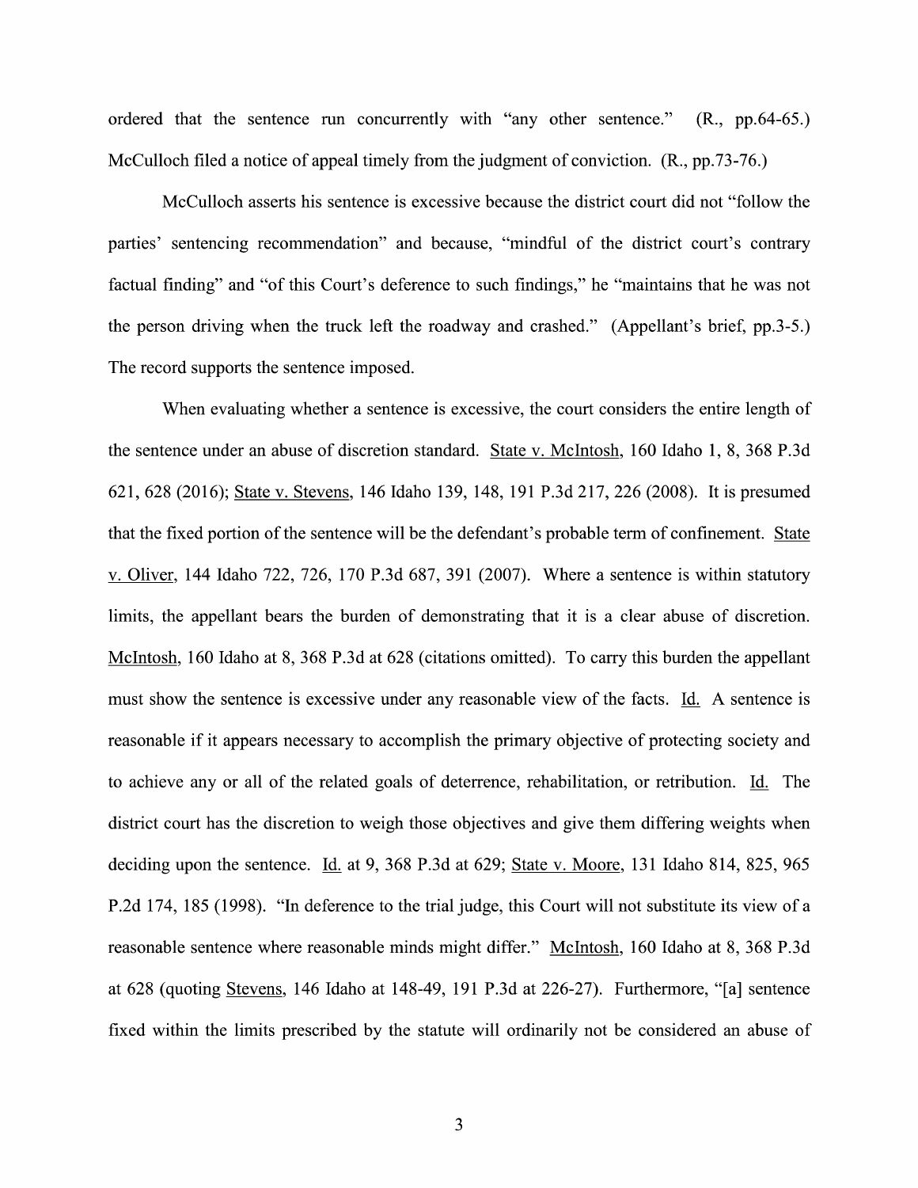ordered that the sentence run concurrently with "any other sentence." (R., pp.64-65.) McCulloch filed a notice of appeal timely from the judgment of conviction. (R., pp.73-76.)

McCulloch asserts his sentence is excessive because the district court did not "follow the parties' sentencing recommendation" and because, "mindful of the district court's contrary factual finding" and "of this Court's deference to such findings," he "maintains that he was not the person driving when the truck left the roadway and crashed." (Appellant's brief, pp.3-5.) The record supports the sentence imposed.

When evaluating whether a sentence is excessive, the court considers the entire length of the sentence under an abuse of discretion standard. State v. McIntosh, 160 Idaho 1, 8, 368 P.3d 621, 628 (2016); State v. Stevens, 146 Idaho 139, 148, 191 P.3d 217, 226 (2008). It is presumed that the fixed portion of the sentence will be the defendant's probable term of confinement. State v. Oliver, 144 Idaho 722, 726, 170 P.3d 687, 391 (2007). Where a sentence is within statutory limits, the appellant bears the burden of demonstrating that it is a clear abuse of discretion. McIntosh, 160 Idaho at 8, 368 P.3d at 628 (citations omitted). To carry this burden the appellant must show the sentence is excessive under any reasonable view of the facts. Id. A sentence is reasonable if it appears necessary to accomplish the primary objective of protecting society and to achieve any or all of the related goals of deterrence, rehabilitation, or retribution. Id. The district court has the discretion to weigh those objectives and give them differing weights when deciding upon the sentence. Id. at 9, 368 P.3d at 629; State v. Moore, 131 Idaho 814, 825, 965 P.2d 174, 185 (1998). "In deference to the trial judge, this Court will not substitute its view of a reasonable sentence where reasonable minds might differ." McIntosh, 160 Idaho at 8, 368 P.3d at 628 (quoting Stevens, 146 Idaho at 148-49, 191 P.3d at 226-27). Furthermore, "[a] sentence fixed within the limits prescribed by the statute will ordinarily not be considered an abuse of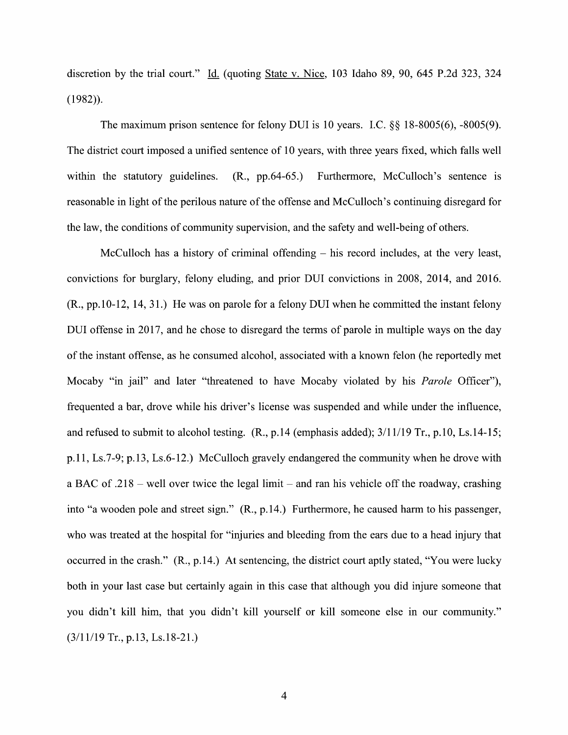discretion by the trial court." Id. (quoting State v. Nice, 103 Idaho 89, 90, 645 P.2d 323, 324 (1982)).

The maximum prison sentence for felony DUI is 10 years. I.C. §§ 18-8005(6), -8005(9). The district court imposed a unified sentence of 10 years, with three years fixed, which falls well within the statutory guidelines. (R., pp.64-65.) Furthermore, McCulloch's sentence is reasonable in light of the perilous nature of the offense and McCulloch's continuing disregard for the law, the conditions of community supervision, and the safety and well-being of others.

McCulloch has a history of criminal offending – his record includes, at the very least, convictions for burglary, felony eluding, and prior DUI convictions in 2008, 2014, and 2016. (R., pp.10-12, 14, 31.) He was on parole for a felony DUI when he committed the instant felony DUI offense in 2017, and he chose to disregard the terms of parole in multiple ways on the day of the instant offense, as he consumed alcohol, associated with a known felon (he reportedly met Mocaby "in jail" and later "threatened to have Mocaby violated by his *Parole* Officer"), frequented a bar, drove while his driver's license was suspended and while under the influence, and refused to submit to alcohol testing. (R., p.14 (emphasis added); 3/11/19 Tr., p.10, Ls.14-15; p.11, Ls.7-9; p.13, Ls.6-12.) McCulloch gravely endangered the community when he drove with a BAC of .218 – well over twice the legal limit – and ran his vehicle off the roadway, crashing into "a wooden pole and street sign." (R., p.14.) Furthermore, he caused harm to his passenger, who was treated at the hospital for "injuries and bleeding from the ears due to a head injury that occurred in the crash." (R., p.14.) At sentencing, the district court aptly stated, "You were lucky both in your last case but certainly again in this case that although you did injure someone that you didn't kill him, that you didn't kill yourself or kill someone else in our community." (3/11/19 Tr., p.13, Ls.18-21.)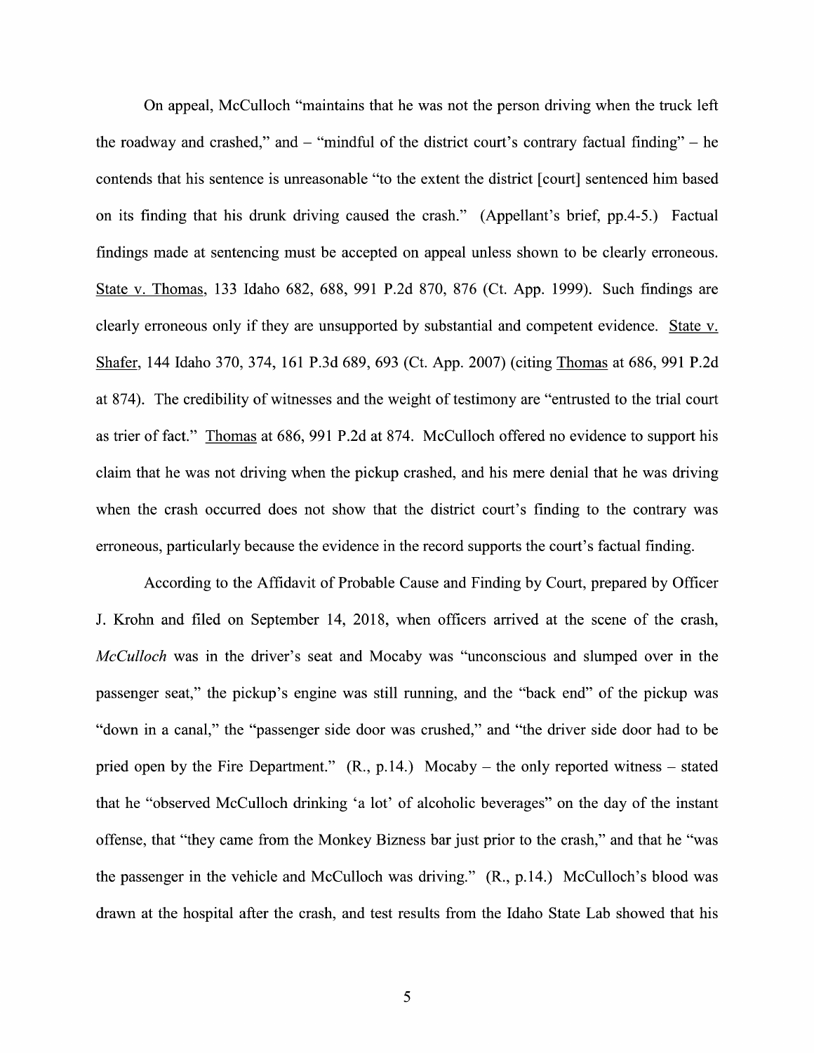On appeal, McCulloch "maintains that he was not the person driving when the truck left the roadway and crashed," and – "mindful of the district court's contrary factual finding" – he contends that his sentence is unreasonable "to the extent the district [court] sentenced him based on its finding that his drunk driving caused the crash." (Appellant's brief, pp.4-5.) Factual findings made at sentencing must be accepted on appeal unless shown to be clearly erroneous. State v. Thomas, 133 Idaho 682, 688, 991 P.2d 870, 876 (Ct. App. 1999). Such findings are clearly erroneous only if they are unsupported by substantial and competent evidence. State v. Shafer, 144 Idaho 370, 374, 161 P.3d 689, 693 (Ct. App. 2007) (citing Thomas at 686, 991 P.2d at 874). The credibility of witnesses and the weight of testimony are "entrusted to the trial court as trier of fact." Thomas at 686, 991 P.2d at 874. McCulloch offered no evidence to support his claim that he was not driving when the pickup crashed, and his mere denial that he was driving when the crash occurred does not show that the district court's finding to the contrary was erroneous, particularly because the evidence in the record supports the court's factual finding.

According to the Affidavit of Probable Cause and Finding by Court, prepared by Officer J. Krohn and filed on September 14, 2018, when officers arrived at the scene of the crash, *McCulloch* was in the driver's seat and Mocaby was "unconscious and slumped over in the passenger seat," the pickup's engine was still running, and the "back end" of the pickup was "down in a canal," the "passenger side door was crushed," and "the driver side door had to be pried open by the Fire Department." (R., p.14.) Mocaby – the only reported witness – stated that he "observed McCulloch drinking 'a lot' of alcoholic beverages" on the day of the instant offense, that "they came from the Monkey Bizness bar just prior to the crash," and that he "was the passenger in the vehicle and McCulloch was driving." (R., p.14.) McCulloch's blood was drawn at the hospital after the crash, and test results from the Idaho State Lab showed that his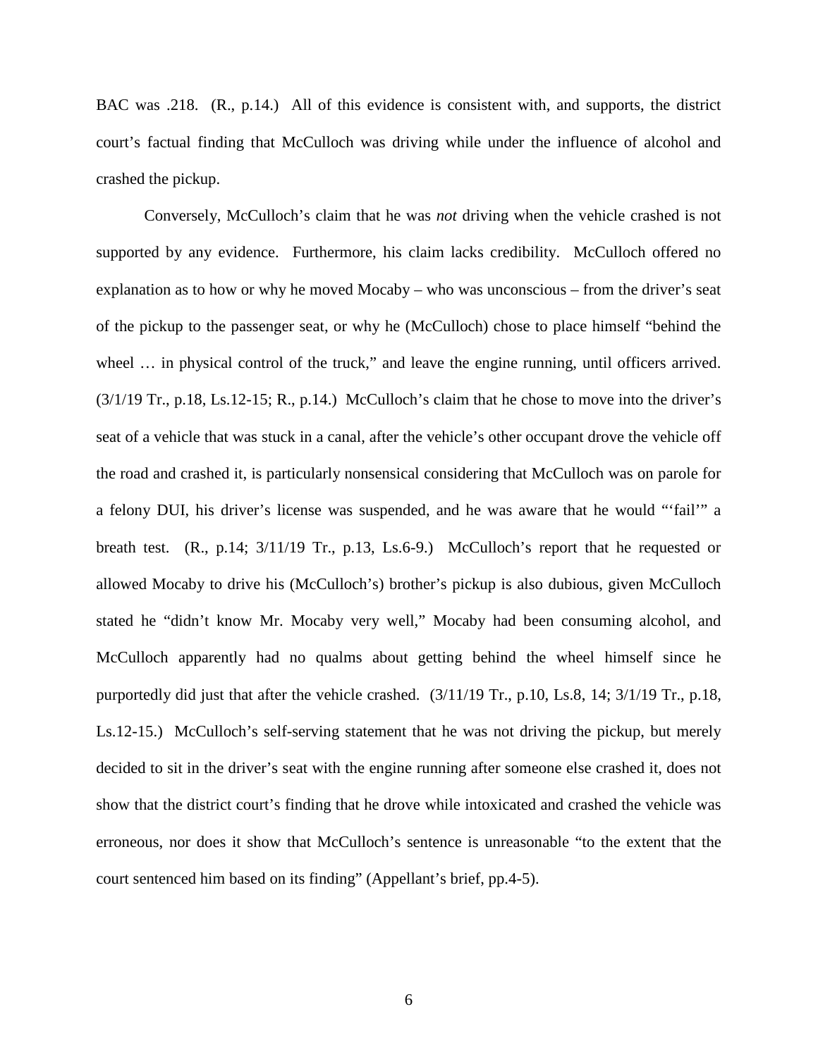BAC was .218. (R., p.14.) All of this evidence is consistent with, and supports, the district court's factual finding that McCulloch was driving while under the influence of alcohol and crashed the pickup.

Conversely, McCulloch's claim that he was *not* driving when the vehicle crashed is not supported by any evidence. Furthermore, his claim lacks credibility. McCulloch offered no explanation as to how or why he moved Mocaby – who was unconscious – from the driver's seat of the pickup to the passenger seat, or why he (McCulloch) chose to place himself "behind the wheel … in physical control of the truck," and leave the engine running, until officers arrived. (3/1/19 Tr., p.18, Ls.12-15; R., p.14.) McCulloch's claim that he chose to move into the driver's seat of a vehicle that was stuck in a canal, after the vehicle's other occupant drove the vehicle off the road and crashed it, is particularly nonsensical considering that McCulloch was on parole for a felony DUI, his driver's license was suspended, and he was aware that he would "'fail'" a breath test. (R., p.14; 3/11/19 Tr., p.13, Ls.6-9.) McCulloch's report that he requested or allowed Mocaby to drive his (McCulloch's) brother's pickup is also dubious, given McCulloch stated he "didn't know Mr. Mocaby very well," Mocaby had been consuming alcohol, and McCulloch apparently had no qualms about getting behind the wheel himself since he purportedly did just that after the vehicle crashed. (3/11/19 Tr., p.10, Ls.8, 14; 3/1/19 Tr., p.18, Ls.12-15.) McCulloch's self-serving statement that he was not driving the pickup, but merely decided to sit in the driver's seat with the engine running after someone else crashed it, does not show that the district court's finding that he drove while intoxicated and crashed the vehicle was erroneous, nor does it show that McCulloch's sentence is unreasonable "to the extent that the court sentenced him based on its finding" (Appellant's brief, pp.4-5).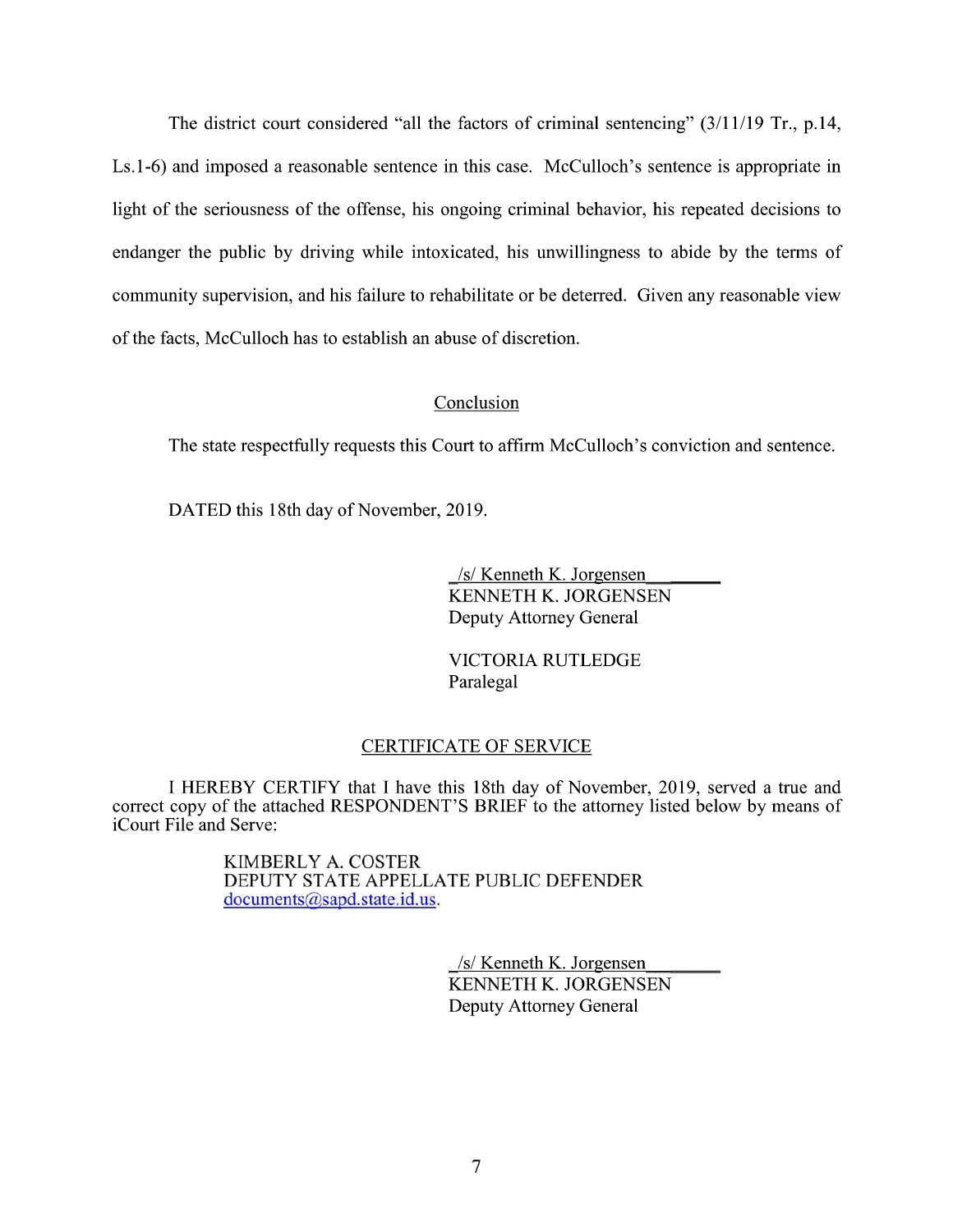The district court considered "all the factors of criminal sentencing" (3/11/19 Tr., p.14, Ls.1-6) and imposed a reasonable sentence in this case. McCulloch's sentence is appropriate in light of the seriousness of the offense, his ongoing criminal behavior, his repeated decisions to endanger the public by driving while intoxicated, his unwillingness to abide by the terms of community supervision, and his failure to rehabilitate or be deterred. Given any reasonable view of the facts, McCulloch has to establish an abuse of discretion.

## Conclusion

The state respectfully requests this Court to affirm McCulloch's conviction and sentence.

DATED this 18th day of November, 2019.

/s/ Kenneth K. Jorgensen
KENNETH K. JORGENSEN
Deputy Attorney General

VICTORIA RUTLEDGE
Paralegal

## CERTIFICATE OF SERVICE

I HEREBY CERTIFY that I have this 18th day of November, 2019, served a true and correct copy of the attached RESPONDENT'S BRIEF to the attorney listed below by means of iCourt File and Serve:

KIMBERLY A. COSTER
DEPUTY STATE APPELLATE PUBLIC DEFENDER
documents@sapd.state.id.us.

/s/ Kenneth K. Jorgensen
KENNETH K. JORGENSEN
Deputy Attorney General